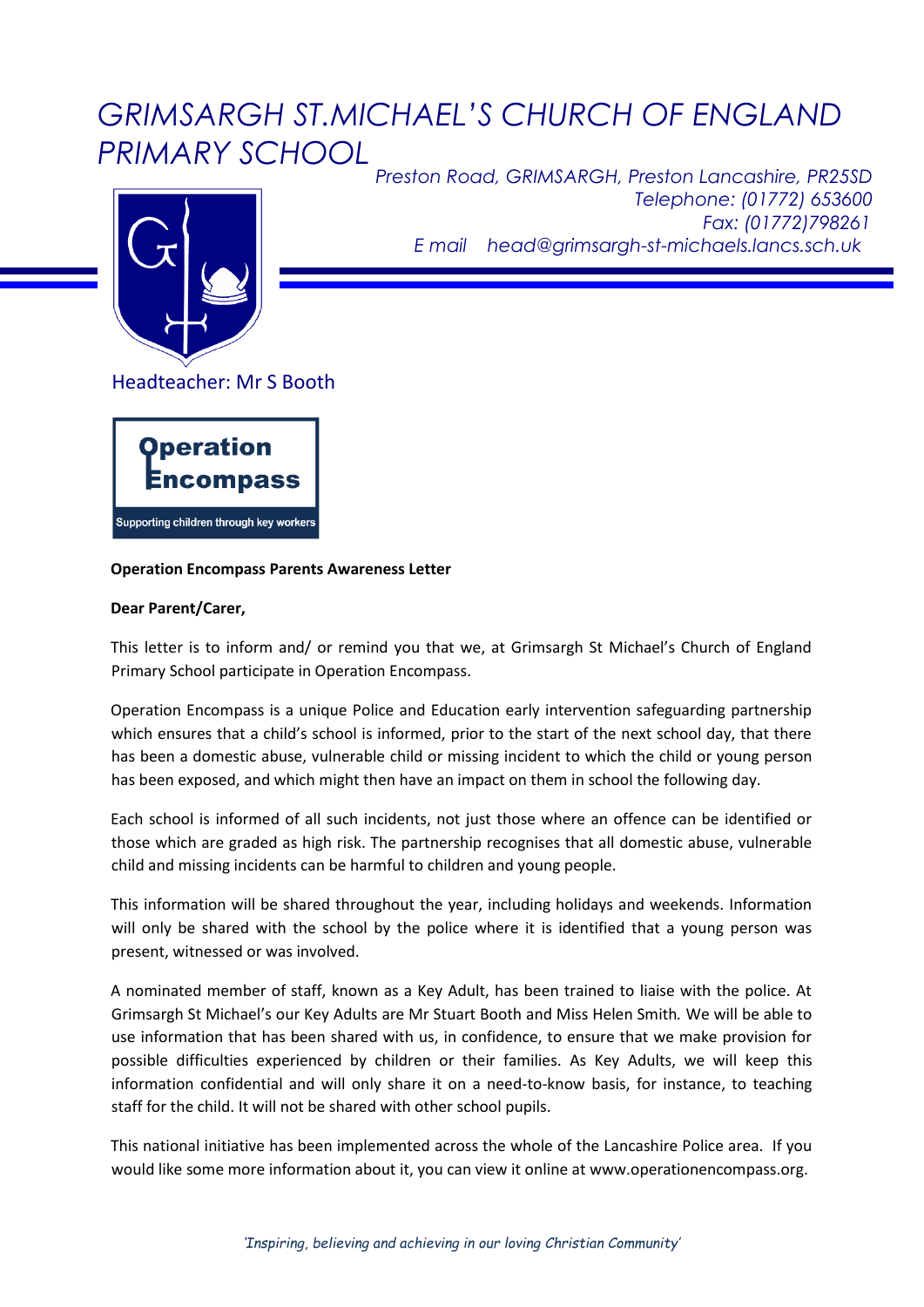# GRIMSARGH ST.MICHAEL'S CHURCH OF ENGLAND PRIMARY SCHOOL

*Preston Road, GRIMSARGH, Preston Lancashire, PR25SD*
*Telephone: (01772) 653600*
*Fax: (01772)798261*
*E mail head@grimsargh-st-michaels.lancs.sch.uk*

Headteacher: Mr S Booth

**Operation Encompass**
Supporting children through key workers

**Operation Encompass Parents Awareness Letter**

**Dear Parent/Carer,**

This letter is to inform and/ or remind you that we, at Grimsargh St Michael's Church of England Primary School participate in Operation Encompass.

Operation Encompass is a unique Police and Education early intervention safeguarding partnership which ensures that a child's school is informed, prior to the start of the next school day, that there has been a domestic abuse, vulnerable child or missing incident to which the child or young person has been exposed, and which might then have an impact on them in school the following day.

Each school is informed of all such incidents, not just those where an offence can be identified or those which are graded as high risk. The partnership recognises that all domestic abuse, vulnerable child and missing incidents can be harmful to children and young people.

This information will be shared throughout the year, including holidays and weekends. Information will only be shared with the school by the police where it is identified that a young person was present, witnessed or was involved.

A nominated member of staff, known as a Key Adult, has been trained to liaise with the police. At Grimsargh St Michael's our Key Adults are Mr Stuart Booth and Miss Helen Smith. We will be able to use information that has been shared with us, in confidence, to ensure that we make provision for possible difficulties experienced by children or their families. As Key Adults, we will keep this information confidential and will only share it on a need-to-know basis, for instance, to teaching staff for the child. It will not be shared with other school pupils.

This national initiative has been implemented across the whole of the Lancashire Police area. If you would like some more information about it, you can view it online at www.operationencompass.org.

*'Inspiring, believing and achieving in our loving Christian Community'*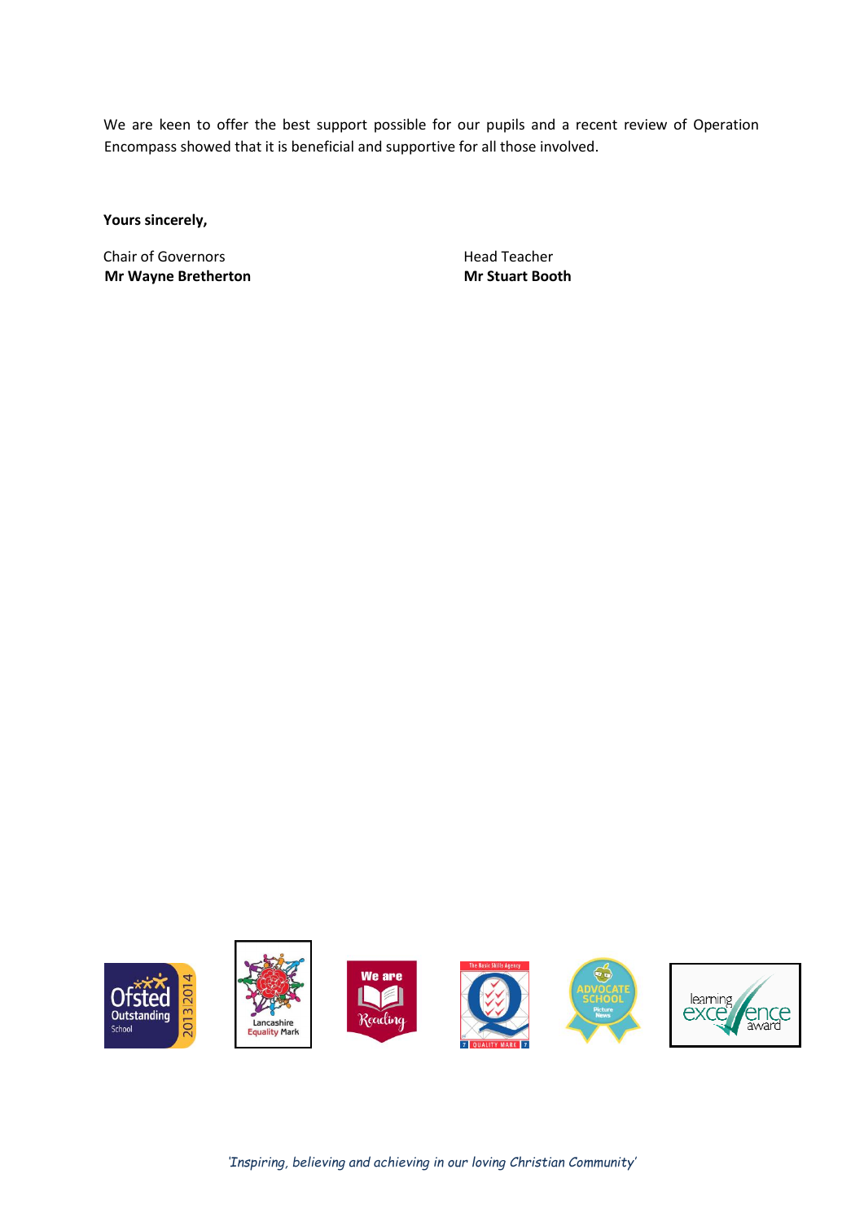We are keen to offer the best support possible for our pupils and a recent review of Operation Encompass showed that it is beneficial and supportive for all those involved.

**Yours sincerely,**

Chair of Governors
**Mr Wayne Bretherton**

Head Teacher
**Mr Stuart Booth**

*'Inspiring, believing and achieving in our loving Christian Community'*